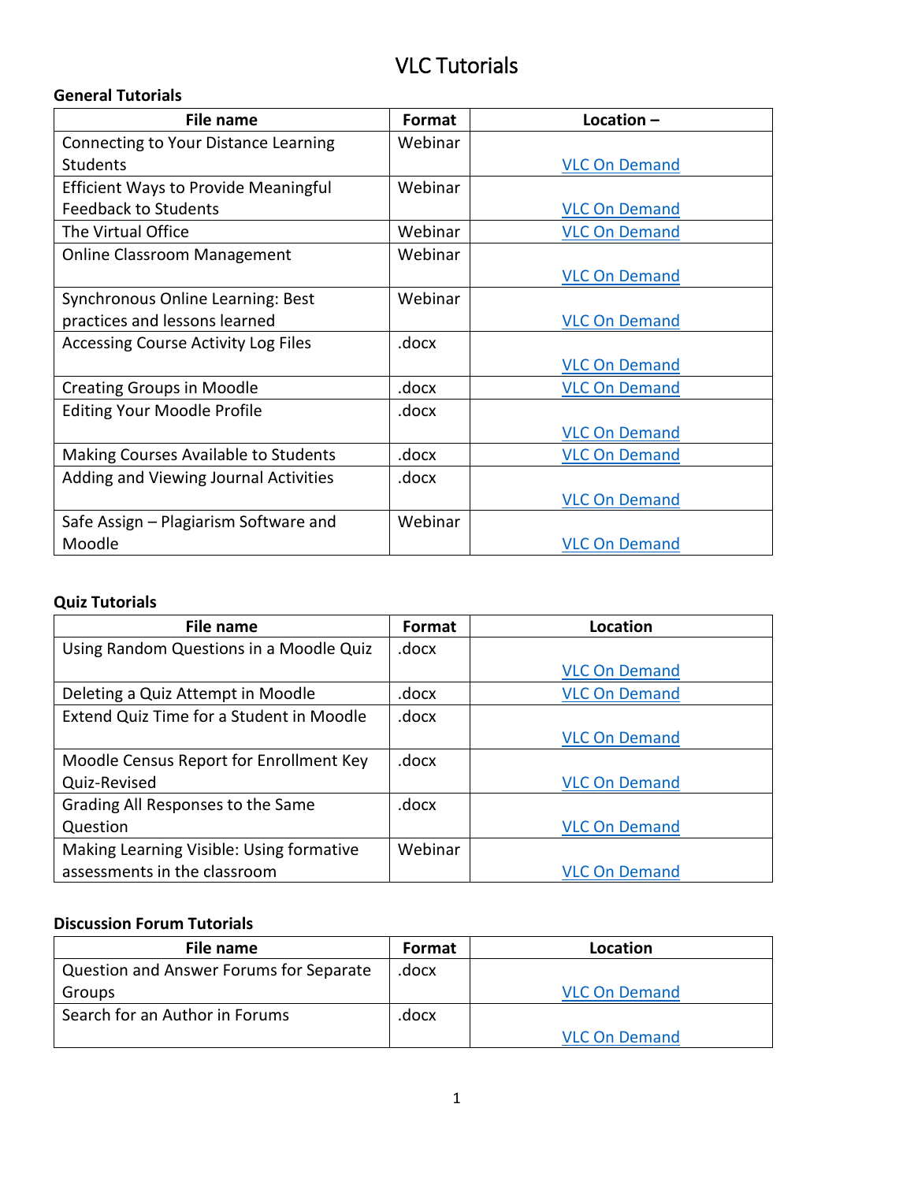# VLC Tutorials

### General Tutorials

| File name | Format | Location – |
|---|---|---|
| Connecting to Your Distance Learning Students | Webinar | VLC On Demand |
| Efficient Ways to Provide Meaningful Feedback to Students | Webinar | VLC On Demand |
| The Virtual Office | Webinar | VLC On Demand |
| Online Classroom Management | Webinar | VLC On Demand |
| Synchronous Online Learning: Best practices and lessons learned | Webinar | VLC On Demand |
| Accessing Course Activity Log Files | .docx | VLC On Demand |
| Creating Groups in Moodle | .docx | VLC On Demand |
| Editing Your Moodle Profile | .docx | VLC On Demand |
| Making Courses Available to Students | .docx | VLC On Demand |
| Adding and Viewing Journal Activities | .docx | VLC On Demand |
| Safe Assign – Plagiarism Software and Moodle | Webinar | VLC On Demand |

### Quiz Tutorials

| File name | Format | Location |
|---|---|---|
| Using Random Questions in a Moodle Quiz | .docx | VLC On Demand |
| Deleting a Quiz Attempt in Moodle | .docx | VLC On Demand |
| Extend Quiz Time for a Student in Moodle | .docx | VLC On Demand |
| Moodle Census Report for Enrollment Key Quiz-Revised | .docx | VLC On Demand |
| Grading All Responses to the Same Question | .docx | VLC On Demand |
| Making Learning Visible: Using formative assessments in the classroom | Webinar | VLC On Demand |

### Discussion Forum Tutorials

| File name | Format | Location |
|---|---|---|
| Question and Answer Forums for Separate Groups | .docx | VLC On Demand |
| Search for an Author in Forums | .docx | VLC On Demand |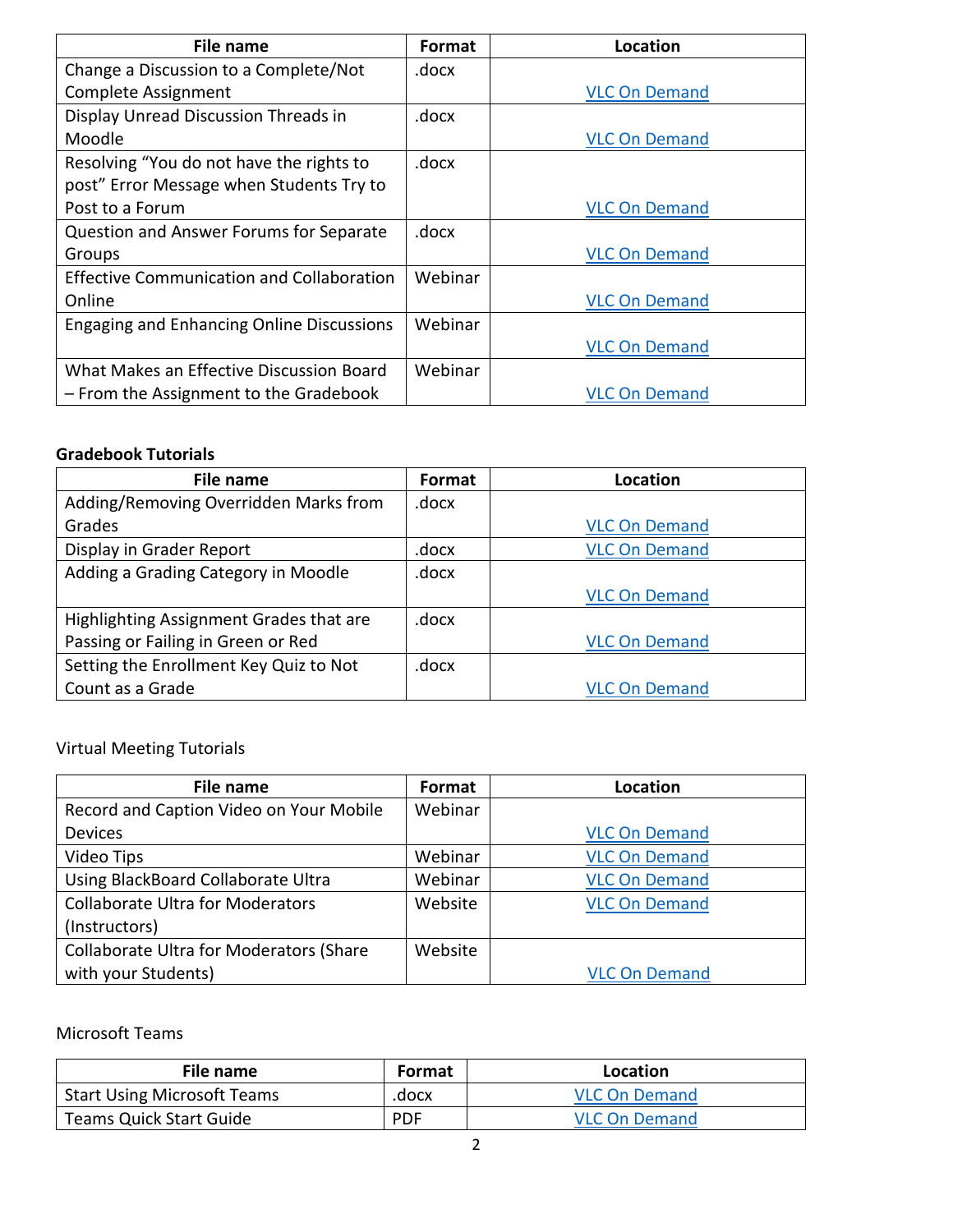| File name | Format | Location |
| --- | --- | --- |
| Change a Discussion to a Complete/Not Complete Assignment | .docx | VLC On Demand |
| Display Unread Discussion Threads in Moodle | .docx | VLC On Demand |
| Resolving "You do not have the rights to post" Error Message when Students Try to Post to a Forum | .docx | VLC On Demand |
| Question and Answer Forums for Separate Groups | .docx | VLC On Demand |
| Effective Communication and Collaboration Online | Webinar | VLC On Demand |
| Engaging and Enhancing Online Discussions | Webinar | VLC On Demand |
| What Makes an Effective Discussion Board – From the Assignment to the Gradebook | Webinar | VLC On Demand |

**Gradebook Tutorials**

| File name | Format | Location |
| --- | --- | --- |
| Adding/Removing Overridden Marks from Grades | .docx | VLC On Demand |
| Display in Grader Report | .docx | VLC On Demand |
| Adding a Grading Category in Moodle | .docx | VLC On Demand |
| Highlighting Assignment Grades that are Passing or Failing in Green or Red | .docx | VLC On Demand |
| Setting the Enrollment Key Quiz to Not Count as a Grade | .docx | VLC On Demand |

Virtual Meeting Tutorials

| File name | Format | Location |
| --- | --- | --- |
| Record and Caption Video on Your Mobile Devices | Webinar | VLC On Demand |
| Video Tips | Webinar | VLC On Demand |
| Using BlackBoard Collaborate Ultra | Webinar | VLC On Demand |
| Collaborate Ultra for Moderators (Instructors) | Website | VLC On Demand |
| Collaborate Ultra for Moderators (Share with your Students) | Website | VLC On Demand |

Microsoft Teams

| File name | Format | Location |
| --- | --- | --- |
| Start Using Microsoft Teams | .docx | VLC On Demand |
| Teams Quick Start Guide | PDF | VLC On Demand |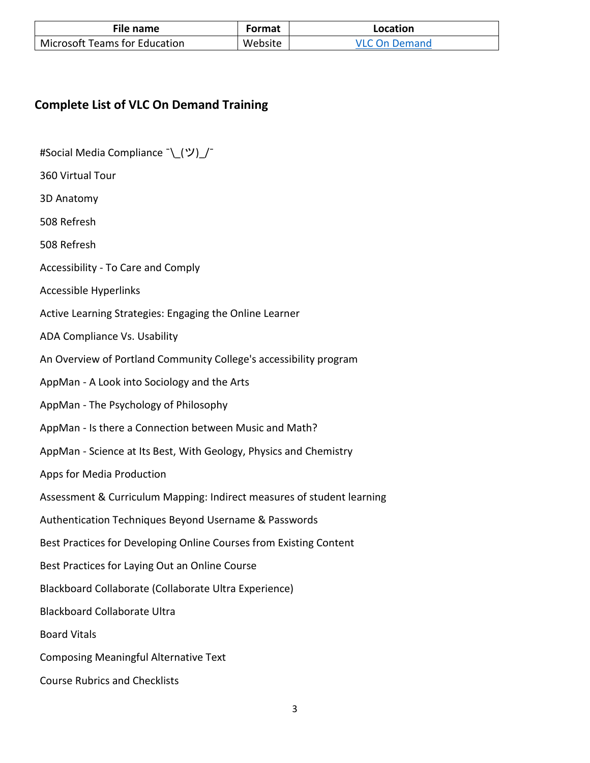| File name | Format | Location |
| --- | --- | --- |
| Microsoft Teams for Education | Website | VLC On Demand |

## Complete List of VLC On Demand Training

#Social Media Compliance ¯\_(ツ)_/¯

360 Virtual Tour

3D Anatomy

508 Refresh

508 Refresh

Accessibility - To Care and Comply

Accessible Hyperlinks

Active Learning Strategies: Engaging the Online Learner

ADA Compliance Vs. Usability

An Overview of Portland Community College's accessibility program

AppMan - A Look into Sociology and the Arts

AppMan - The Psychology of Philosophy

AppMan - Is there a Connection between Music and Math?

AppMan - Science at Its Best, With Geology, Physics and Chemistry

Apps for Media Production

Assessment & Curriculum Mapping: Indirect measures of student learning

Authentication Techniques Beyond Username & Passwords

Best Practices for Developing Online Courses from Existing Content

Best Practices for Laying Out an Online Course

Blackboard Collaborate (Collaborate Ultra Experience)

Blackboard Collaborate Ultra

Board Vitals

Composing Meaningful Alternative Text

Course Rubrics and Checklists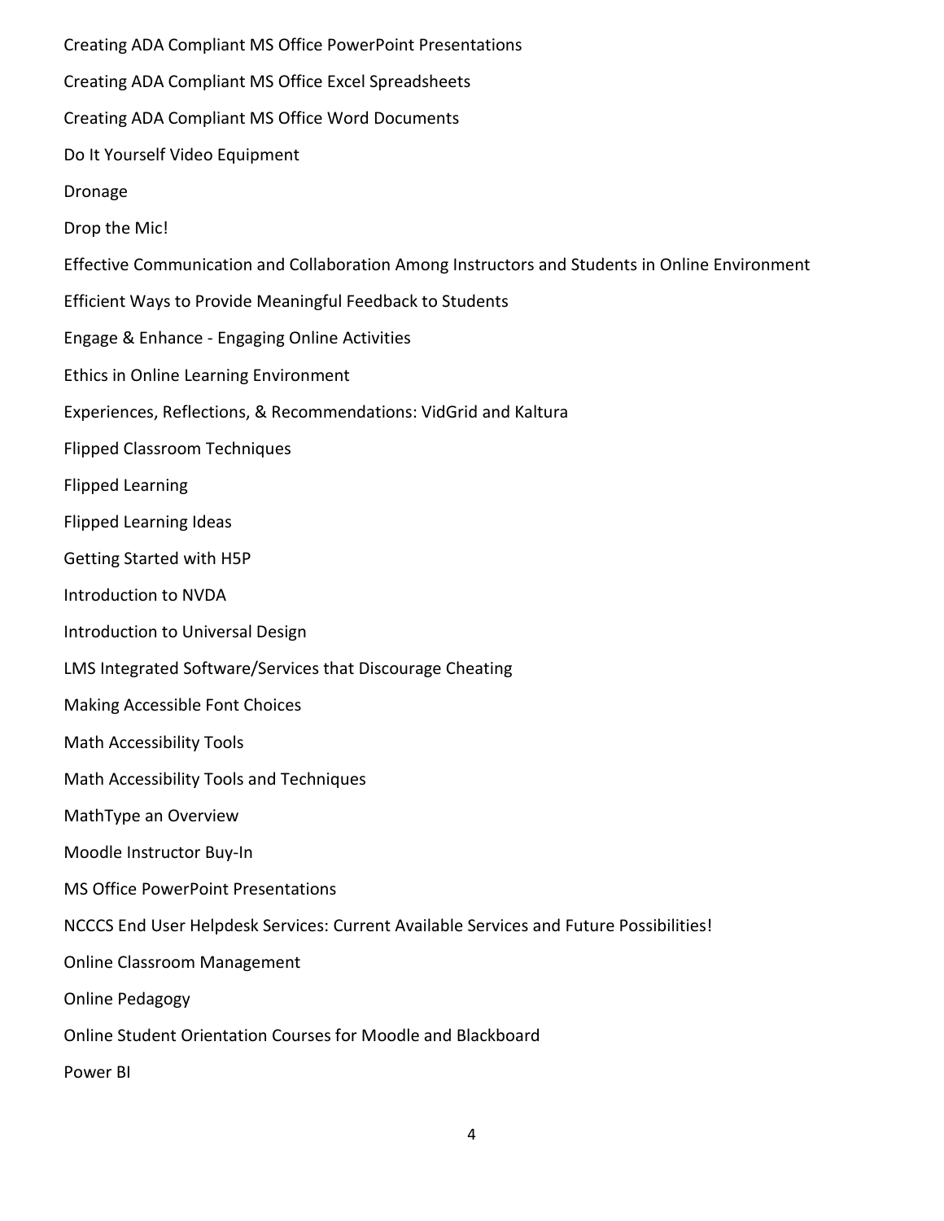Creating ADA Compliant MS Office PowerPoint Presentations

Creating ADA Compliant MS Office Excel Spreadsheets

Creating ADA Compliant MS Office Word Documents

Do It Yourself Video Equipment

Dronage

Drop the Mic!

Effective Communication and Collaboration Among Instructors and Students in Online Environment

Efficient Ways to Provide Meaningful Feedback to Students

Engage & Enhance - Engaging Online Activities

Ethics in Online Learning Environment

Experiences, Reflections, & Recommendations: VidGrid and Kaltura

Flipped Classroom Techniques

Flipped Learning

Flipped Learning Ideas

Getting Started with H5P

Introduction to NVDA

Introduction to Universal Design

LMS Integrated Software/Services that Discourage Cheating

Making Accessible Font Choices

Math Accessibility Tools

Math Accessibility Tools and Techniques

MathType an Overview

Moodle Instructor Buy-In

MS Office PowerPoint Presentations

NCCCS End User Helpdesk Services: Current Available Services and Future Possibilities!

Online Classroom Management

Online Pedagogy

Online Student Orientation Courses for Moodle and Blackboard

Power BI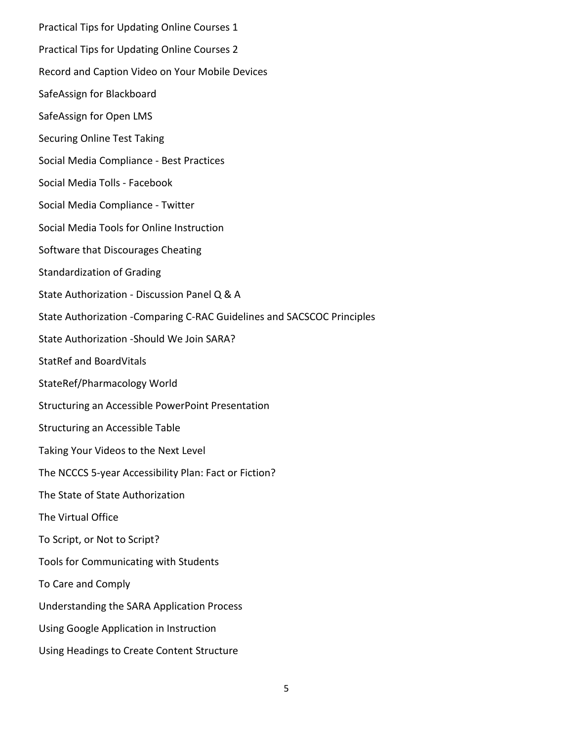Practical Tips for Updating Online Courses 1

Practical Tips for Updating Online Courses 2

Record and Caption Video on Your Mobile Devices

SafeAssign for Blackboard

SafeAssign for Open LMS

Securing Online Test Taking

Social Media Compliance - Best Practices

Social Media Tolls - Facebook

Social Media Compliance - Twitter

Social Media Tools for Online Instruction

Software that Discourages Cheating

Standardization of Grading

State Authorization - Discussion Panel Q & A

State Authorization -Comparing C-RAC Guidelines and SACSCOC Principles

State Authorization -Should We Join SARA?

StatRef and BoardVitals

StateRef/Pharmacology World

Structuring an Accessible PowerPoint Presentation

Structuring an Accessible Table

Taking Your Videos to the Next Level

The NCCCS 5-year Accessibility Plan: Fact or Fiction?

The State of State Authorization

The Virtual Office

To Script, or Not to Script?

Tools for Communicating with Students

To Care and Comply

Understanding the SARA Application Process

Using Google Application in Instruction

Using Headings to Create Content Structure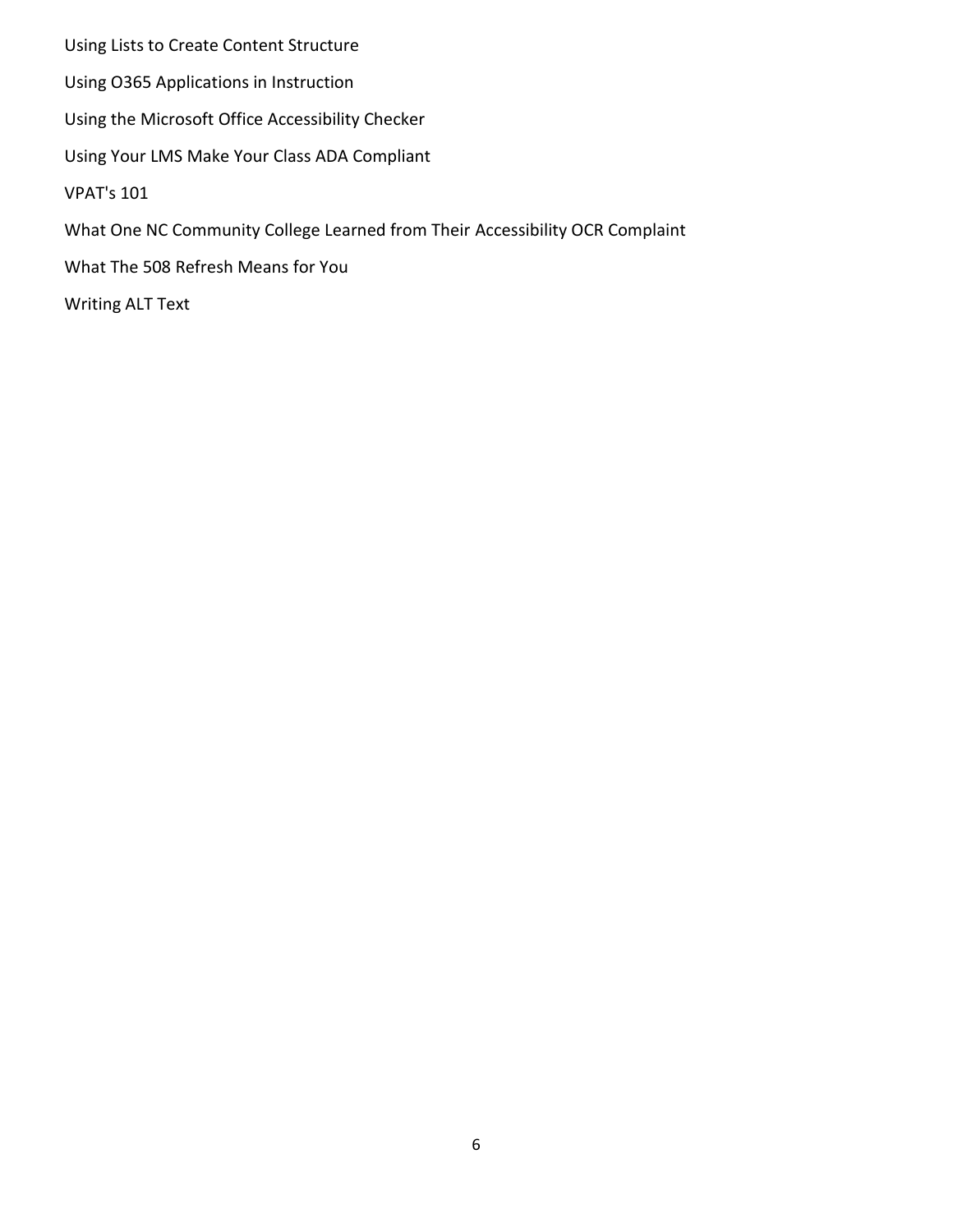Using Lists to Create Content Structure

Using O365 Applications in Instruction

Using the Microsoft Office Accessibility Checker

Using Your LMS Make Your Class ADA Compliant

VPAT's 101

What One NC Community College Learned from Their Accessibility OCR Complaint

What The 508 Refresh Means for You

Writing ALT Text